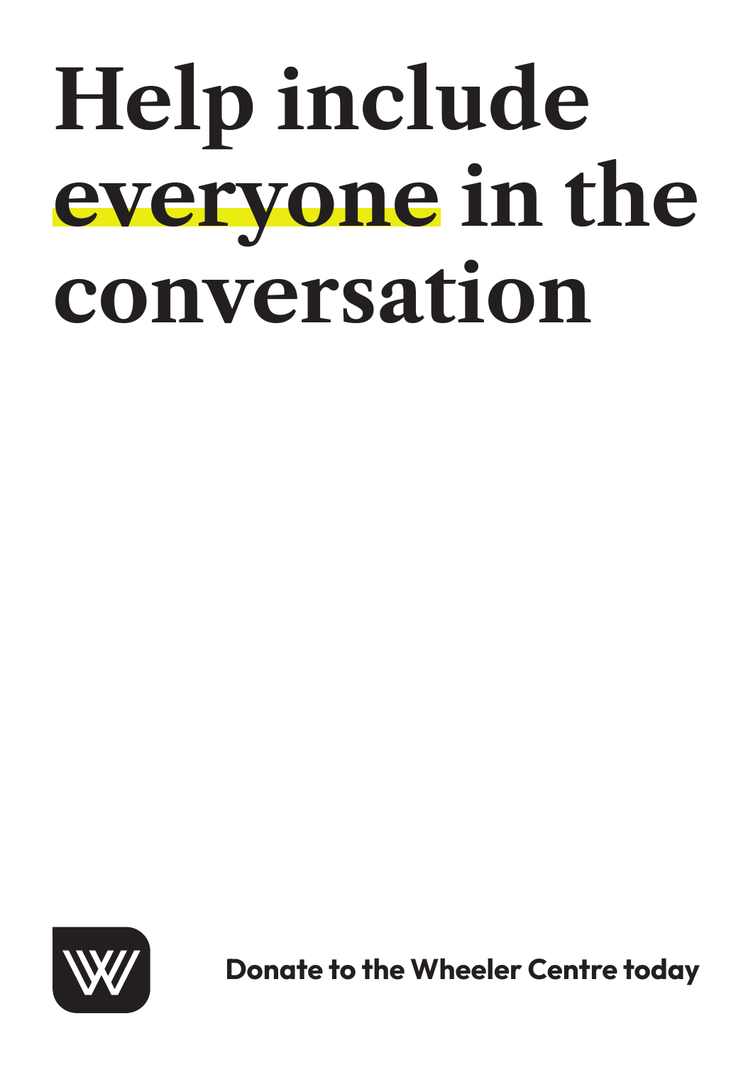# Help include everyone in the conversation

**Donate to the Wheeler Centre today**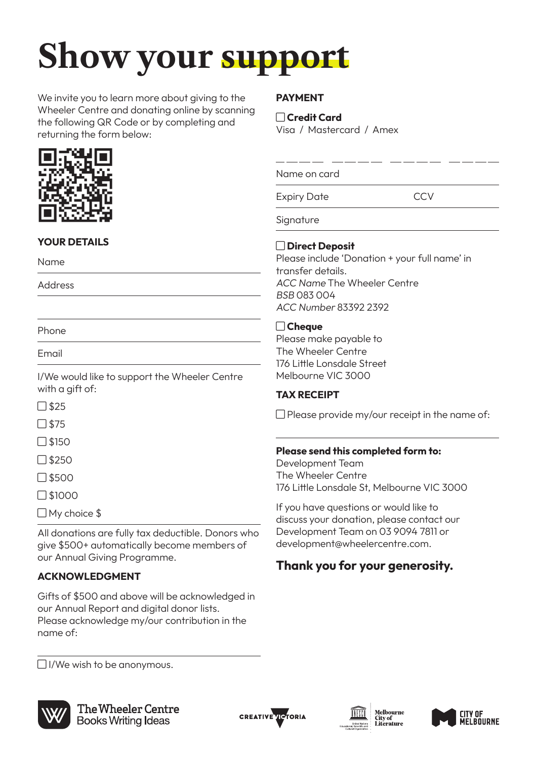# Show your support

We invite you to learn more about giving to the Wheeler Centre and donating online by scanning the following QR Code or by completing and returning the form below:

### YOUR DETAILS

Name

Address

Phone

Email

I/We would like to support the Wheeler Centre with a gift of:

☐ $25

☐ $75

☐ $150

☐ $250

☐ $500

☐ $1000

☐ My choice $

All donations are fully tax deductible. Donors who give $500+ automatically become members of our Annual Giving Programme.

### ACKNOWLEDGMENT

Gifts of $500 and above will be acknowledged in our Annual Report and digital donor lists. Please acknowledge my/our contribution in the name of:

☐ I/We wish to be anonymous.

### PAYMENT

☐ **Credit Card**
Visa / Mastercard / Amex

_ _ _ _ &nbsp; _ _ _ _ &nbsp; _ _ _ _ &nbsp; _ _ _ _

Name on card

Expiry Date &nbsp;&nbsp;&nbsp;&nbsp; CCV

Signature

☐ **Direct Deposit**
Please include 'Donation + your full name' in transfer details.
*ACC Name* The Wheeler Centre
*BSB* 083 004
*ACC Number* 83392 2392

☐ **Cheque**
Please make payable to
The Wheeler Centre
176 Little Lonsdale Street
Melbourne VIC 3000

### TAX RECEIPT

☐ Please provide my/our receipt in the name of:

**Please send this completed form to:**
Development Team
The Wheeler Centre
176 Little Lonsdale St, Melbourne VIC 3000

If you have questions or would like to discuss your donation, please contact our Development Team on 03 9094 7811 or development@wheelercentre.com.

## Thank you for your generosity.

The Wheeler Centre Books Writing Ideas

CREATIVE VICTORIA

Melbourne City of Literature

CITY OF MELBOURNE